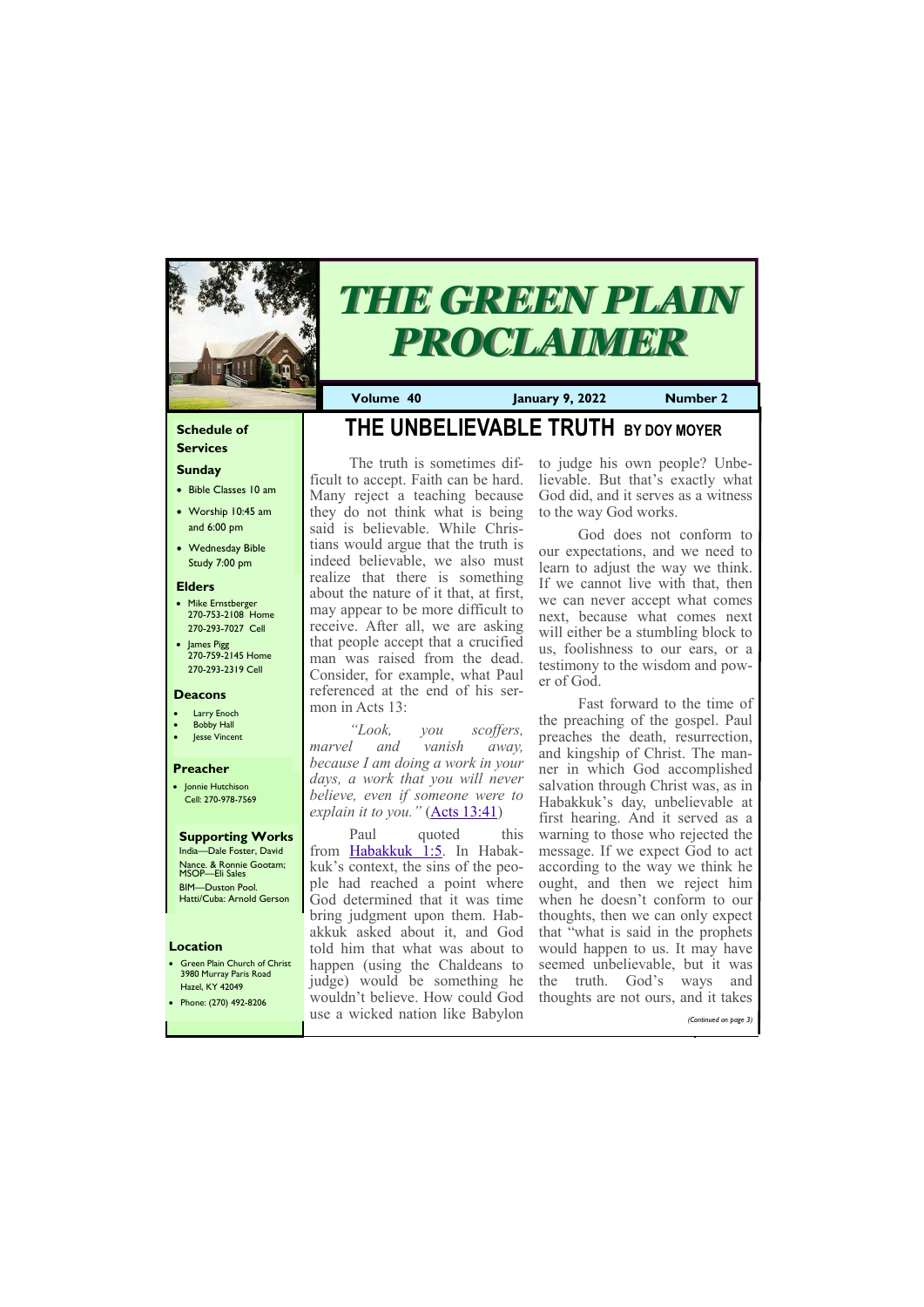# THE GREEN PLAIN PROCLAIMER

**Volume 40** | **January 9, 2022** | **Number 2**

## THE UNBELIEVABLE TRUTH BY DOY MOYER

The truth is sometimes difficult to accept. Faith can be hard. Many reject a teaching because they do not think what is being said is believable. While Christians would argue that the truth is indeed believable, we also must realize that there is something about the nature of it that, at first, may appear to be more difficult to receive. After all, we are asking that people accept that a crucified man was raised from the dead. Consider, for example, what Paul referenced at the end of his sermon in Acts 13:

*"Look, you scoffers, marvel and vanish away, because I am doing a work in your days, a work that you will never believe, even if someone were to explain it to you."* (Acts 13:41)

Paul quoted this from Habakkuk 1:5. In Habakkuk's context, the sins of the people had reached a point where God determined that it was time bring judgment upon them. Habakkuk asked about it, and God told him that what was about to happen (using the Chaldeans to judge) would be something he wouldn't believe. How could God use a wicked nation like Babylon to judge his own people? Unbelievable. But that's exactly what God did, and it serves as a witness to the way God works.

God does not conform to our expectations, and we need to learn to adjust the way we think. If we cannot live with that, then we can never accept what comes next, because what comes next will either be a stumbling block to us, foolishness to our ears, or a testimony to the wisdom and power of God.

Fast forward to the time of the preaching of the gospel. Paul preaches the death, resurrection, and kingship of Christ. The manner in which God accomplished salvation through Christ was, as in Habakkuk's day, unbelievable at first hearing. And it served as a warning to those who rejected the message. If we expect God to act according to the way we think he ought, and then we reject him when he doesn't conform to our thoughts, then we can only expect that "what is said in the prophets would happen to us. It may have seemed unbelievable, but it was the truth. God's ways and thoughts are not ours, and it takes

*(Continued on page 3)*

---

### Schedule of Services

**Sunday**

- Bible Classes 10 am
- Worship 10:45 am and 6:00 pm
- Wednesday Bible Study 7:00 pm

### Elders

- Mike Ernstberger 270-753-2108 Home 270-293-7027 Cell
- James Pigg 270-759-2145 Home 270-293-2319 Cell

### Deacons

- Larry Enoch
- Bobby Hall
- Jesse Vincent

### Preacher

- Jonnie Hutchison Cell: 270-978-7569

### Supporting Works

India—Dale Foster, David Nance. & Ronnie Gootam; MSOP—Eli Sales
BIM—Duston Pool.
Hatti/Cuba: Arnold Gerson

### Location

- Green Plain Church of Christ 3980 Murray Paris Road Hazel, KY 42049
- Phone: (270) 492-8206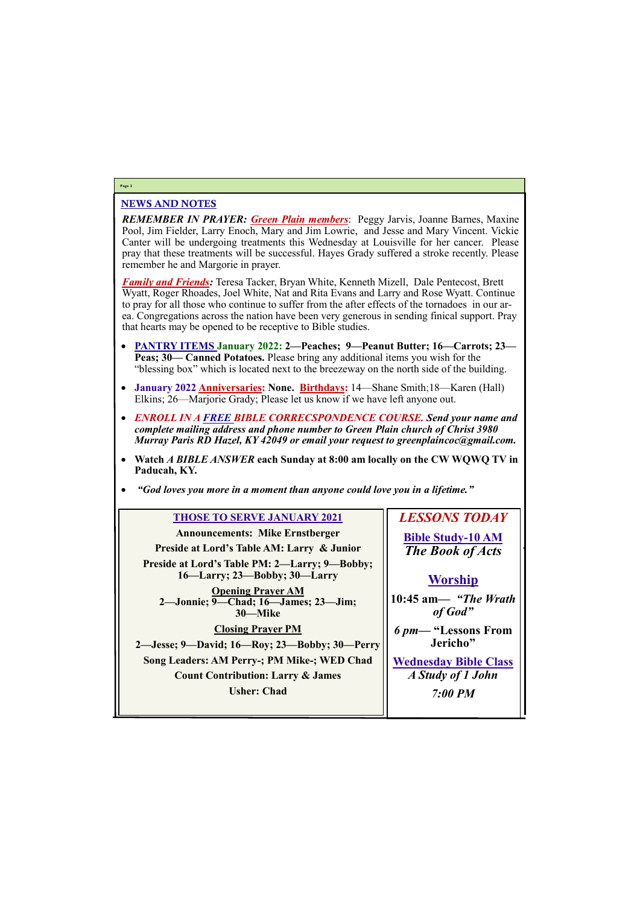## NEWS AND NOTES

***REMEMBER IN PRAYER:*** ***Green Plain members***: Peggy Jarvis, Joanne Barnes, Maxine Pool, Jim Fielder, Larry Enoch, Mary and Jim Lowrie, and Jesse and Mary Vincent. Vickie Canter will be undergoing treatments this Wednesday at Louisville for her cancer. Please pray that these treatments will be successful. Hayes Grady suffered a stroke recently. Please remember he and Margorie in prayer.

***Family and Friends:*** Teresa Tacker, Bryan White, Kenneth Mizell, Dale Pentecost, Brett Wyatt, Roger Rhoades, Joel White, Nat and Rita Evans and Larry and Rose Wyatt. Continue to pray for all those who continue to suffer from the after effects of the tornadoes in our area. Congregations across the nation have been very generous in sending finical support. Pray that hearts may be opened to be receptive to Bible studies.

- **PANTRY ITEMS January 2022: 2—Peaches; 9—Peanut Butter; 16—Carrots; 23—Peas; 30— Canned Potatoes.** Please bring any additional items you wish for the "blessing box" which is located next to the breezeway on the north side of the building.
- **January 2022 Anniversaries: None. Birthdays:** 14—Shane Smith;18—Karen (Hall) Elkins; 26—Marjorie Grady; Please let us know if we have left anyone out.
- ***ENROLL IN A FREE BIBLE CORRECSPONDENCE COURSE. Send your name and complete mailing address and phone number to Green Plain church of Christ 3980 Murray Paris RD Hazel, KY 42049 or email your request to greenplaincoc@gmail.com.***
- **Watch *A BIBLE ANSWER* each Sunday at 8:00 am locally on the CW WQWQ TV in Paducah, KY.**
- ***"God loves you more in a moment than anyone could love you in a lifetime."***

### THOSE TO SERVE JANUARY 2021

**Announcements: Mike Ernstberger**

**Preside at Lord's Table AM: Larry & Junior**

**Preside at Lord's Table PM: 2—Larry; 9—Bobby; 16—Larry; 23—Bobby; 30—Larry**

**Opening Prayer AM**
**2—Jonnie; 9—Chad; 16—James; 23—Jim; 30—Mike**

**Closing Prayer PM**
**2—Jesse; 9—David; 16—Roy; 23—Bobby; 30—Perry**

**Song Leaders: AM Perry-; PM Mike-; WED Chad**

**Count Contribution: Larry & James**

**Usher: Chad**

### *LESSONS TODAY*

**Bible Study-10 AM**
***The Book of Acts***

**Worship**

**10:45 am— *"The Wrath of God"***

***6 pm*— "Lessons From Jericho"**

**Wednesday Bible Class**
***A Study of 1 John***

***7:00 PM***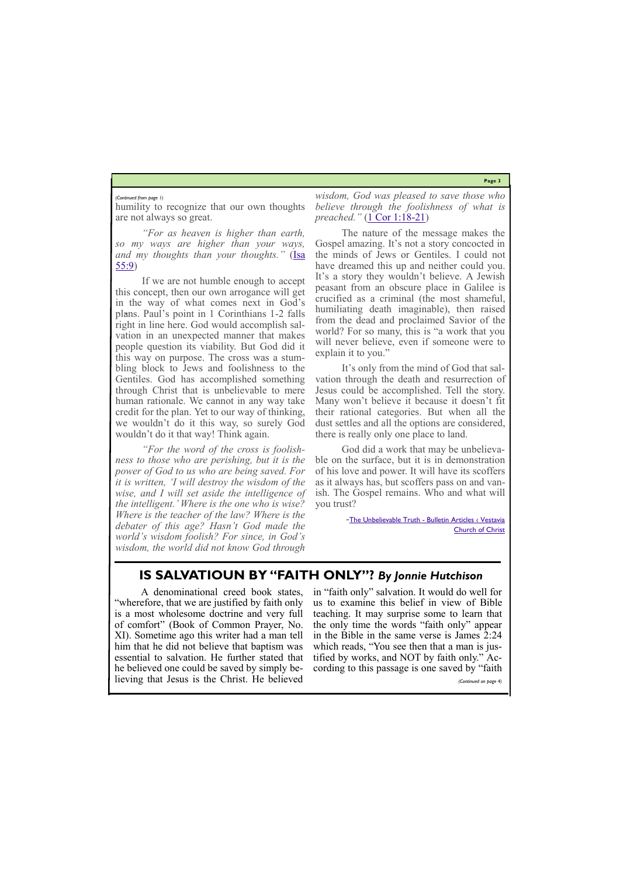*(Continued from page 1)*

humility to recognize that our own thoughts are not always so great.

*"For as heaven is higher than earth, so my ways are higher than your ways, and my thoughts than your thoughts."* (Isa 55:9)

If we are not humble enough to accept this concept, then our own arrogance will get in the way of what comes next in God's plans. Paul's point in 1 Corinthians 1-2 falls right in line here. God would accomplish salvation in an unexpected manner that makes people question its viability. But God did it this way on purpose. The cross was a stumbling block to Jews and foolishness to the Gentiles. God has accomplished something through Christ that is unbelievable to mere human rationale. We cannot in any way take credit for the plan. Yet to our way of thinking, we wouldn't do it this way, so surely God wouldn't do it that way! Think again.

*"For the word of the cross is foolishness to those who are perishing, but it is the power of God to us who are being saved. For it is written, 'I will destroy the wisdom of the wise, and I will set aside the intelligence of the intelligent.' Where is the one who is wise? Where is the teacher of the law? Where is the debater of this age? Hasn't God made the world's wisdom foolish? For since, in God's wisdom, the world did not know God through wisdom, God was pleased to save those who believe through the foolishness of what is preached."* (1 Cor 1:18-21)

The nature of the message makes the Gospel amazing. It's not a story concocted in the minds of Jews or Gentiles. I could not have dreamed this up and neither could you. It's a story they wouldn't believe. A Jewish peasant from an obscure place in Galilee is crucified as a criminal (the most shameful, humiliating death imaginable), then raised from the dead and proclaimed Savior of the world? For so many, this is "a work that you will never believe, even if someone were to explain it to you."

It's only from the mind of God that salvation through the death and resurrection of Jesus could be accomplished. Tell the story. Many won't believe it because it doesn't fit their rational categories. But when all the dust settles and all the options are considered, there is really only one place to land.

God did a work that may be unbelievable on the surface, but it is in demonstration of his love and power. It will have its scoffers as it always has, but scoffers pass on and vanish. The Gospel remains. Who and what will you trust?

~The Unbelievable Truth - Bulletin Articles ‹ Vestavia Church of Christ

## IS SALVATIOUN BY "FAITH ONLY"? *By Jonnie Hutchison*

A denominational creed book states, "wherefore, that we are justified by faith only is a most wholesome doctrine and very full of comfort" (Book of Common Prayer, No. XI). Sometime ago this writer had a man tell him that he did not believe that baptism was essential to salvation. He further stated that he believed one could be saved by simply believing that Jesus is the Christ. He believed in "faith only" salvation. It would do well for us to examine this belief in view of Bible teaching. It may surprise some to learn that the only time the words "faith only" appear in the Bible in the same verse is James 2:24 which reads, "You see then that a man is justified by works, and NOT by faith only." According to this passage is one saved by "faith

*(Continued on page 4)*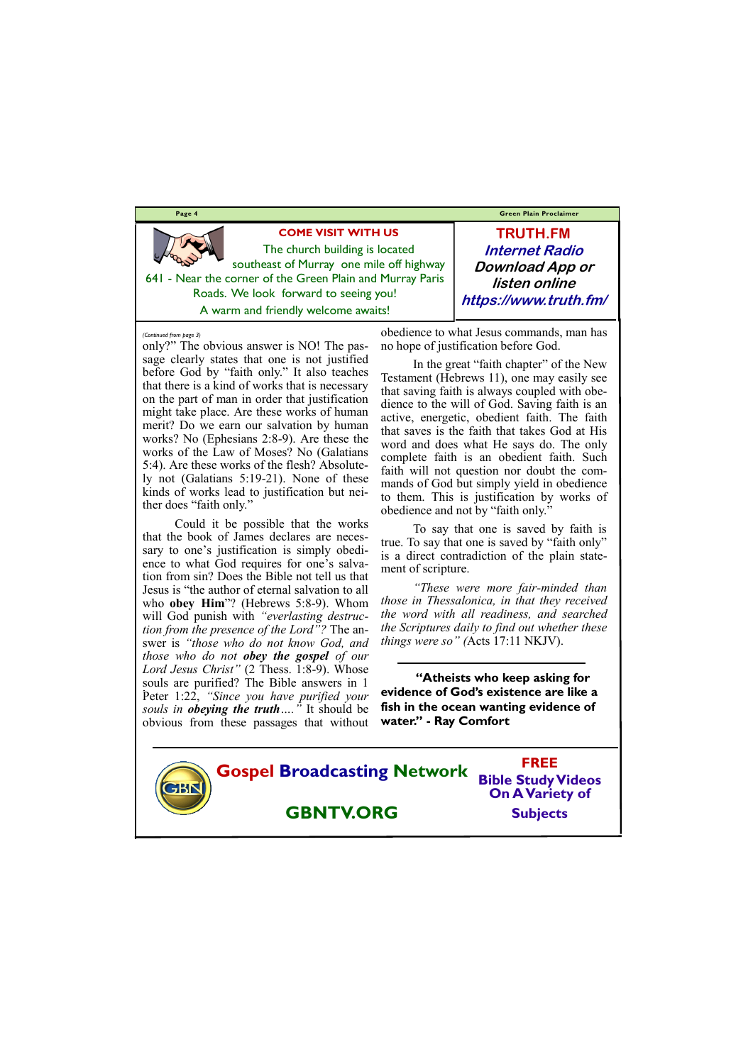**COME VISIT WITH US**

The church building is located southeast of Murray one mile off highway 641 - Near the corner of the Green Plain and Murray Paris Roads. We look forward to seeing you!

A warm and friendly welcome awaits!

**TRUTH.FM**

***Internet Radio***

***Download App or listen online***

***https://www.truth.fm/***

*(Continued from page 3)*

only?" The obvious answer is NO! The passage clearly states that one is not justified before God by "faith only." It also teaches that there is a kind of works that is necessary on the part of man in order that justification might take place. Are these works of human merit? Do we earn our salvation by human works? No (Ephesians 2:8-9). Are these the works of the Law of Moses? No (Galatians 5:4). Are these works of the flesh? Absolutely not (Galatians 5:19-21). None of these kinds of works lead to justification but neither does "faith only."

Could it be possible that the works that the book of James declares are necessary to one's justification is simply obedience to what God requires for one's salvation from sin? Does the Bible not tell us that Jesus is "the author of eternal salvation to all who **obey Him**"? (Hebrews 5:8-9). Whom will God punish with *"everlasting destruction from the presence of the Lord"*? The answer is *"those who do not know God, and those who do not **obey the gospel** of our Lord Jesus Christ"* (2 Thess. 1:8-9). Whose souls are purified? The Bible answers in 1 Peter 1:22, *"Since you have purified your souls in **obeying the truth**...."* It should be obvious from these passages that without obedience to what Jesus commands, man has no hope of justification before God.

In the great "faith chapter" of the New Testament (Hebrews 11), one may easily see that saving faith is always coupled with obedience to the will of God. Saving faith is an active, energetic, obedient faith. The faith that saves is the faith that takes God at His word and does what He says do. The only complete faith is an obedient faith. Such faith will not question nor doubt the commands of God but simply yield in obedience to them. This is justification by works of obedience and not by "faith only."

To say that one is saved by faith is true. To say that one is saved by "faith only" is a direct contradiction of the plain statement of scripture.

*"These were more fair-minded than those in Thessalonica, in that they received the word with all readiness, and searched the Scriptures daily to find out whether these things were so"* (Acts 17:11 NKJV).

---

**"Atheists who keep asking for evidence of God's existence are like a fish in the ocean wanting evidence of water." - Ray Comfort**

---

**Gospel Broadcasting Network**

**GBNTV.ORG**

**FREE**

**Bible Study Videos On A Variety of Subjects**